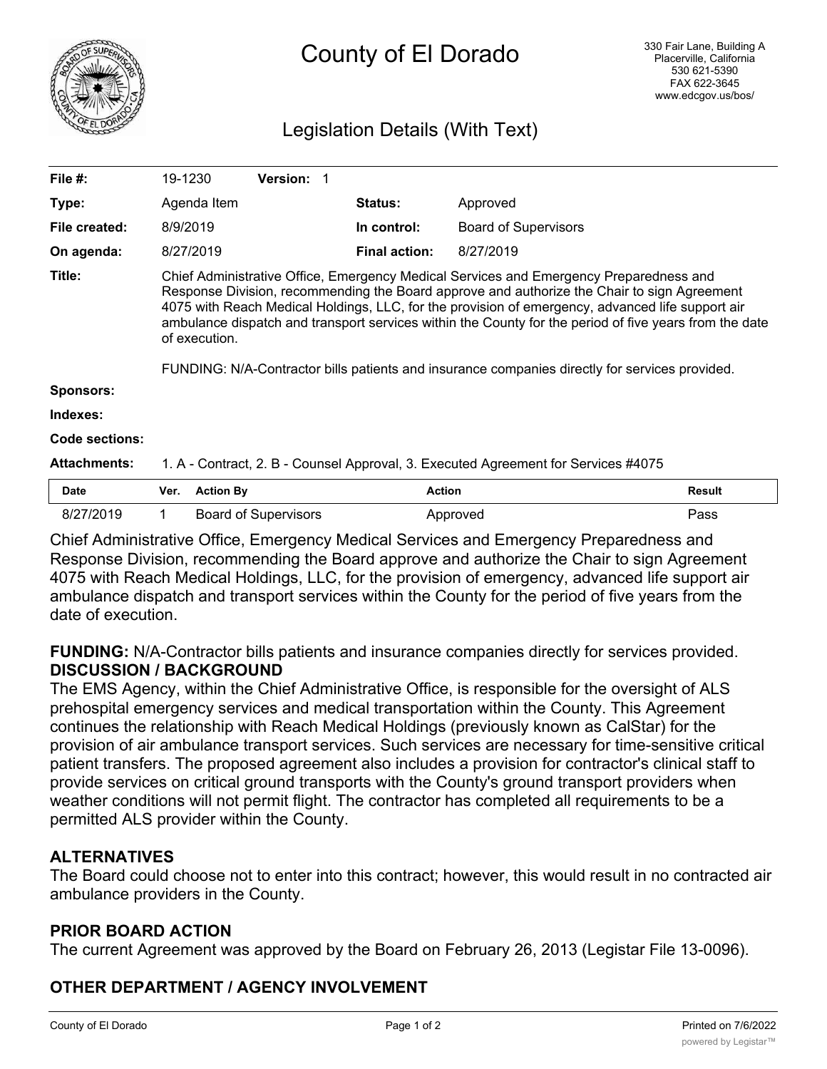# County of El Dorado

330 Fair Lane, Building A
Placerville, California
530 621-5390
FAX 622-3645
www.edcgov.us/bos/

## Legislation Details (With Text)

| | | | |
|---|---|---|---|
| **File #:** | 19-1230 **Version:** 1 | | |
| **Type:** | Agenda Item | **Status:** | Approved |
| **File created:** | 8/9/2019 | **In control:** | Board of Supervisors |
| **On agenda:** | 8/27/2019 | **Final action:** | 8/27/2019 |

**Title:** Chief Administrative Office, Emergency Medical Services and Emergency Preparedness and Response Division, recommending the Board approve and authorize the Chair to sign Agreement 4075 with Reach Medical Holdings, LLC, for the provision of emergency, advanced life support air ambulance dispatch and transport services within the County for the period of five years from the date of execution.

FUNDING: N/A-Contractor bills patients and insurance companies directly for services provided.

**Sponsors:**

**Indexes:**

**Code sections:**

**Attachments:** 1. A - Contract, 2. B - Counsel Approval, 3. Executed Agreement for Services #4075

| Date | Ver. | Action By | Action | Result |
|---|---|---|---|---|
| 8/27/2019 | 1 | Board of Supervisors | Approved | Pass |

Chief Administrative Office, Emergency Medical Services and Emergency Preparedness and Response Division, recommending the Board approve and authorize the Chair to sign Agreement 4075 with Reach Medical Holdings, LLC, for the provision of emergency, advanced life support air ambulance dispatch and transport services within the County for the period of five years from the date of execution.

**FUNDING:** N/A-Contractor bills patients and insurance companies directly for services provided.

**DISCUSSION / BACKGROUND**

The EMS Agency, within the Chief Administrative Office, is responsible for the oversight of ALS prehospital emergency services and medical transportation within the County. This Agreement continues the relationship with Reach Medical Holdings (previously known as CalStar) for the provision of air ambulance transport services. Such services are necessary for time-sensitive critical patient transfers. The proposed agreement also includes a provision for contractor's clinical staff to provide services on critical ground transports with the County's ground transport providers when weather conditions will not permit flight. The contractor has completed all requirements to be a permitted ALS provider within the County.

**ALTERNATIVES**

The Board could choose not to enter into this contract; however, this would result in no contracted air ambulance providers in the County.

**PRIOR BOARD ACTION**

The current Agreement was approved by the Board on February 26, 2013 (Legistar File 13-0096).

**OTHER DEPARTMENT / AGENCY INVOLVEMENT**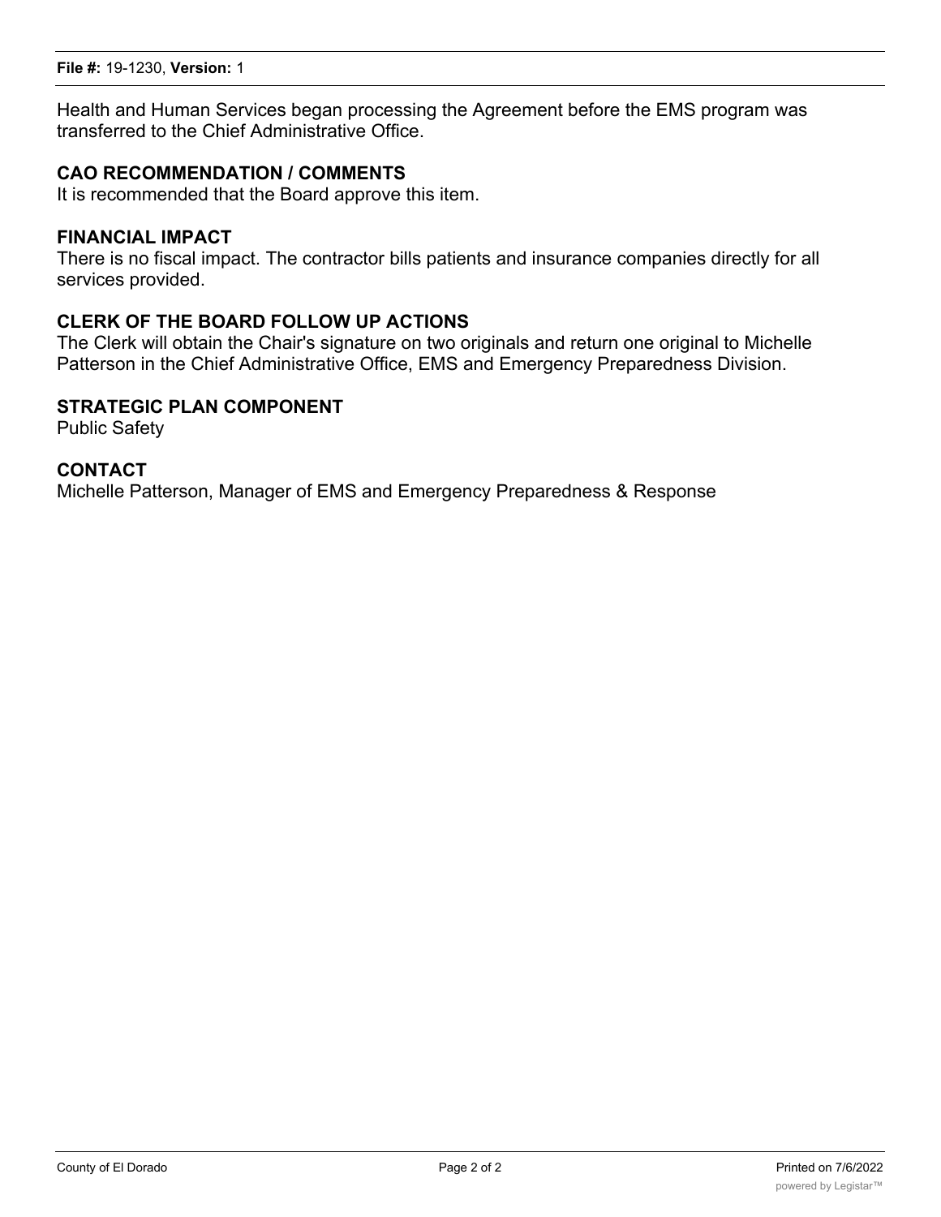Health and Human Services began processing the Agreement before the EMS program was transferred to the Chief Administrative Office.

## CAO RECOMMENDATION / COMMENTS

It is recommended that the Board approve this item.

## FINANCIAL IMPACT

There is no fiscal impact. The contractor bills patients and insurance companies directly for all services provided.

## CLERK OF THE BOARD FOLLOW UP ACTIONS

The Clerk will obtain the Chair's signature on two originals and return one original to Michelle Patterson in the Chief Administrative Office, EMS and Emergency Preparedness Division.

## STRATEGIC PLAN COMPONENT

Public Safety

## CONTACT

Michelle Patterson, Manager of EMS and Emergency Preparedness & Response